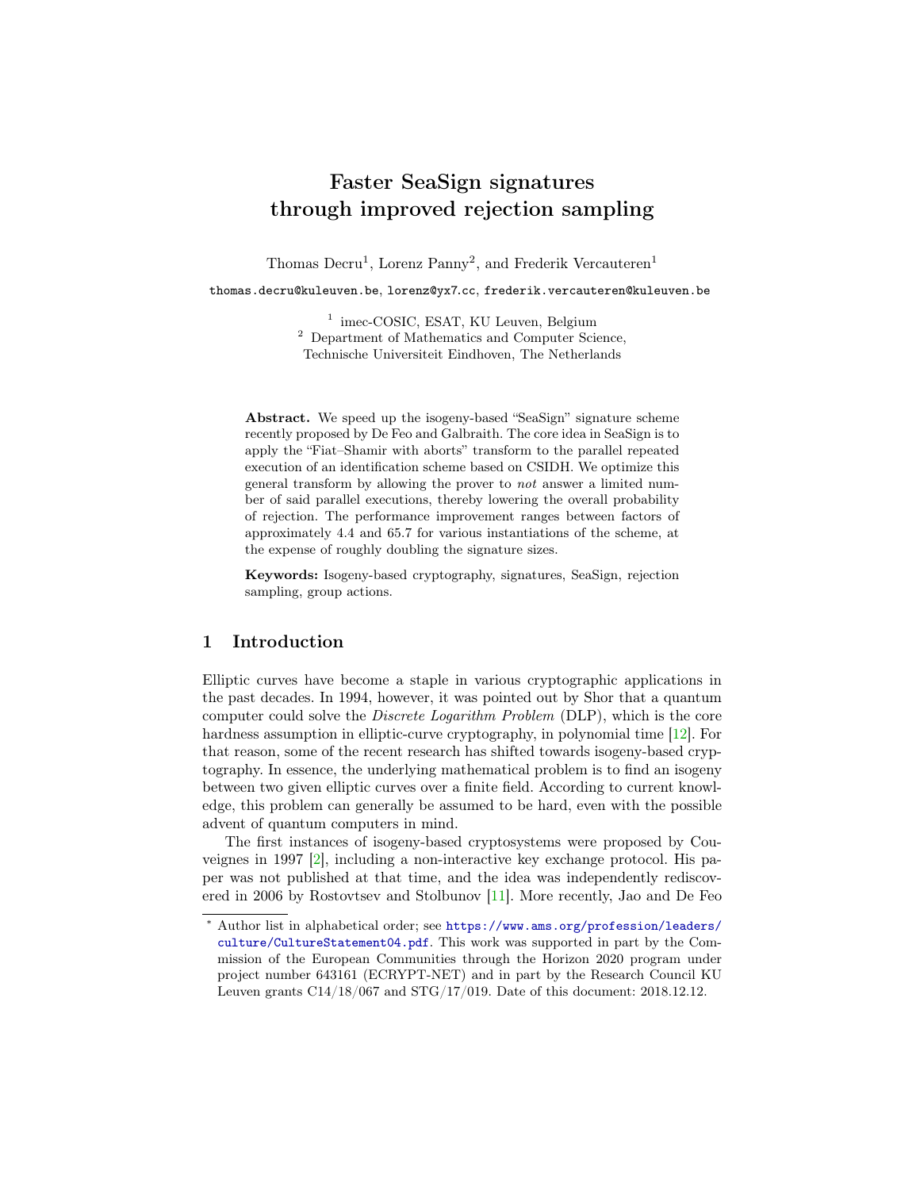# Faster SeaSign signatures through improved rejection sampling

Thomas Decru[1], Lorenz Panny[2], and Frederik Vercauteren[1]

thomas.decru@kuleuven.be, lorenz@yx7.cc, frederik.vercauteren@kuleuven.be

[1] imec-COSIC, ESAT, KU Leuven, Belgium
[2] Department of Mathematics and Computer Science, Technische Universiteit Eindhoven, The Netherlands

**Abstract.** We speed up the isogeny-based "SeaSign" signature scheme recently proposed by De Feo and Galbraith. The core idea in SeaSign is to apply the "Fiat–Shamir with aborts" transform to the parallel repeated execution of an identification scheme based on CSIDH. We optimize this general transform by allowing the prover to *not* answer a limited number of said parallel executions, thereby lowering the overall probability of rejection. The performance improvement ranges between factors of approximately 4.4 and 65.7 for various instantiations of the scheme, at the expense of roughly doubling the signature sizes.

**Keywords:** Isogeny-based cryptography, signatures, SeaSign, rejection sampling, group actions.

## 1 Introduction

Elliptic curves have become a staple in various cryptographic applications in the past decades. In 1994, however, it was pointed out by Shor that a quantum computer could solve the *Discrete Logarithm Problem* (DLP), which is the core hardness assumption in elliptic-curve cryptography, in polynomial time [12]. For that reason, some of the recent research has shifted towards isogeny-based cryptography. In essence, the underlying mathematical problem is to find an isogeny between two given elliptic curves over a finite field. According to current knowledge, this problem can generally be assumed to be hard, even with the possible advent of quantum computers in mind.

The first instances of isogeny-based cryptosystems were proposed by Couveignes in 1997 [2], including a non-interactive key exchange protocol. His paper was not published at that time, and the idea was independently rediscovered in 2006 by Rostovtsev and Stolbunov [11]. More recently, Jao and De Feo

[*] Author list in alphabetical order; see https://www.ams.org/profession/leaders/culture/CultureStatement04.pdf. This work was supported in part by the Commission of the European Communities through the Horizon 2020 program under project number 643161 (ECRYPT-NET) and in part by the Research Council KU Leuven grants C14/18/067 and STG/17/019. Date of this document: 2018.12.12.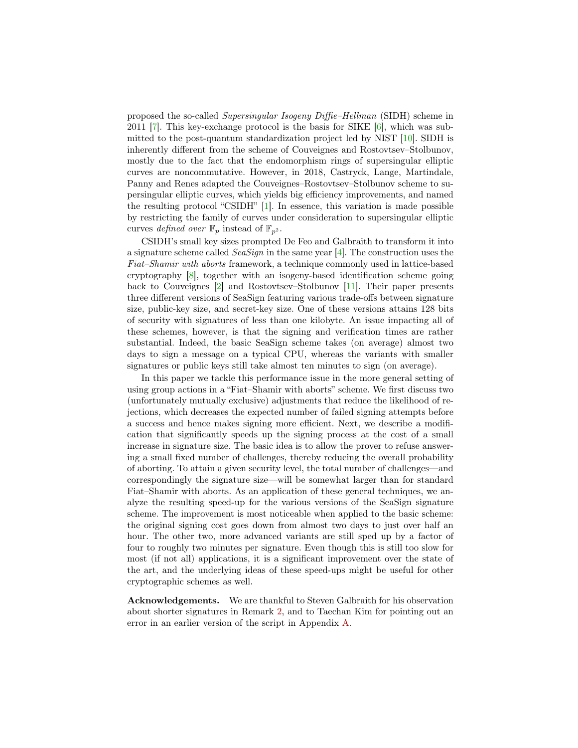proposed the so-called *Supersingular Isogeny Diffie–Hellman* (SIDH) scheme in 2011 [7]. This key-exchange protocol is the basis for SIKE [6], which was submitted to the post-quantum standardization project led by NIST [10]. SIDH is inherently different from the scheme of Couveignes and Rostovtsev–Stolbunov, mostly due to the fact that the endomorphism rings of supersingular elliptic curves are noncommutative. However, in 2018, Castryck, Lange, Martindale, Panny and Renes adapted the Couveignes–Rostovtsev–Stolbunov scheme to supersingular elliptic curves, which yields big efficiency improvements, and named the resulting protocol "CSIDH" [1]. In essence, this variation is made possible by restricting the family of curves under consideration to supersingular elliptic curves *defined over* $\mathbb{F}_p$ instead of $\mathbb{F}_{p^2}$.

CSIDH's small key sizes prompted De Feo and Galbraith to transform it into a signature scheme called *SeaSign* in the same year [4]. The construction uses the *Fiat–Shamir with aborts* framework, a technique commonly used in lattice-based cryptography [8], together with an isogeny-based identification scheme going back to Couveignes [2] and Rostovtsev–Stolbunov [11]. Their paper presents three different versions of SeaSign featuring various trade-offs between signature size, public-key size, and secret-key size. One of these versions attains 128 bits of security with signatures of less than one kilobyte. An issue impacting all of these schemes, however, is that the signing and verification times are rather substantial. Indeed, the basic SeaSign scheme takes (on average) almost two days to sign a message on a typical CPU, whereas the variants with smaller signatures or public keys still take almost ten minutes to sign (on average).

In this paper we tackle this performance issue in the more general setting of using group actions in a "Fiat–Shamir with aborts" scheme. We first discuss two (unfortunately mutually exclusive) adjustments that reduce the likelihood of rejections, which decreases the expected number of failed signing attempts before a success and hence makes signing more efficient. Next, we describe a modification that significantly speeds up the signing process at the cost of a small increase in signature size. The basic idea is to allow the prover to refuse answering a small fixed number of challenges, thereby reducing the overall probability of aborting. To attain a given security level, the total number of challenges—and correspondingly the signature size—will be somewhat larger than for standard Fiat–Shamir with aborts. As an application of these general techniques, we analyze the resulting speed-up for the various versions of the SeaSign signature scheme. The improvement is most noticeable when applied to the basic scheme: the original signing cost goes down from almost two days to just over half an hour. The other two, more advanced variants are still sped up by a factor of four to roughly two minutes per signature. Even though this is still too slow for most (if not all) applications, it is a significant improvement over the state of the art, and the underlying ideas of these speed-ups might be useful for other cryptographic schemes as well.

**Acknowledgements.** We are thankful to Steven Galbraith for his observation about shorter signatures in Remark 2, and to Taechan Kim for pointing out an error in an earlier version of the script in Appendix A.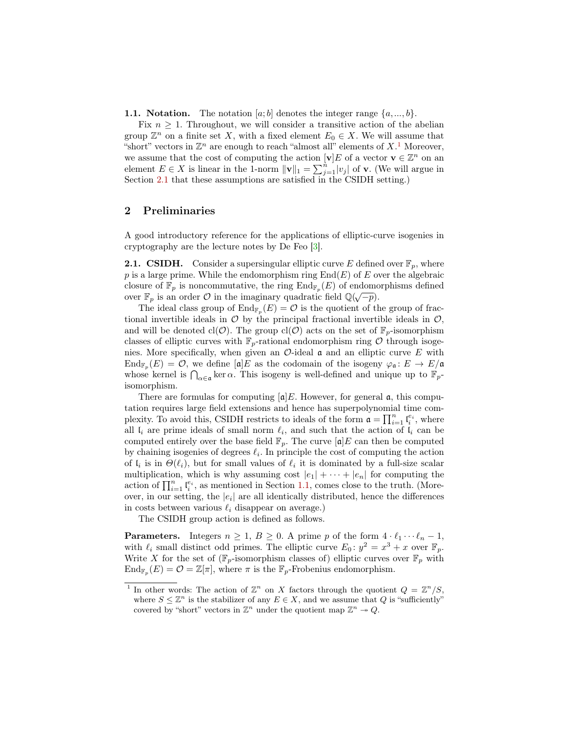**1.1. Notation.** The notation $[a; b]$ denotes the integer range $\{a, ..., b\}$.

Fix $n \geq 1$. Throughout, we will consider a transitive action of the abelian group $\mathbb{Z}^n$ on a finite set $X$, with a fixed element $E_0 \in X$. We will assume that "short" vectors in $\mathbb{Z}^n$ are enough to reach "almost all" elements of $X$.[1] Moreover, we assume that the cost of computing the action $[\mathbf{v}]E$ of a vector $\mathbf{v} \in \mathbb{Z}^n$ on an element $E \in X$ is linear in the 1-norm $\|\mathbf{v}\|_1 = \sum_{j=1}^{n} |v_j|$ of $\mathbf{v}$. (We will argue in Section 2.1 that these assumptions are satisfied in the CSIDH setting.)

## 2 Preliminaries

A good introductory reference for the applications of elliptic-curve isogenies in cryptography are the lecture notes by De Feo [3].

**2.1. CSIDH.** Consider a supersingular elliptic curve $E$ defined over $\mathbb{F}_p$, where $p$ is a large prime. While the endomorphism ring $\operatorname{End}(E)$ of $E$ over the algebraic closure of $\mathbb{F}_p$ is noncommutative, the ring $\operatorname{End}_{\mathbb{F}_p}(E)$ of endomorphisms defined over $\mathbb{F}_p$ is an order $\mathcal{O}$ in the imaginary quadratic field $\mathbb{Q}(\sqrt{-p})$.

The ideal class group of $\operatorname{End}_{\mathbb{F}_p}(E) = \mathcal{O}$ is the quotient of the group of fractional invertible ideals in $\mathcal{O}$ by the principal fractional invertible ideals in $\mathcal{O}$, and will be denoted $\operatorname{cl}(\mathcal{O})$. The group $\operatorname{cl}(\mathcal{O})$ acts on the set of $\mathbb{F}_p$-isomorphism classes of elliptic curves with $\mathbb{F}_p$-rational endomorphism ring $\mathcal{O}$ through isogenies. More specifically, when given an $\mathcal{O}$-ideal $\mathfrak{a}$ and an elliptic curve $E$ with $\operatorname{End}_{\mathbb{F}_p}(E) = \mathcal{O}$, we define $[\mathfrak{a}]E$ as the codomain of the isogeny $\varphi_\mathfrak{a} \colon E \to E/\mathfrak{a}$ whose kernel is $\bigcap_{\alpha \in \mathfrak{a}} \ker \alpha$. This isogeny is well-defined and unique up to $\mathbb{F}_p$-isomorphism.

There are formulas for computing $[\mathfrak{a}]E$. However, for general $\mathfrak{a}$, this computation requires large field extensions and hence has superpolynomial time complexity. To avoid this, CSIDH restricts to ideals of the form $\mathfrak{a} = \prod_{i=1}^{n} \mathfrak{l}_i^{e_i}$, where all $\mathfrak{l}_i$ are prime ideals of small norm $\ell_i$, and such that the action of $\mathfrak{l}_i$ can be computed entirely over the base field $\mathbb{F}_p$. The curve $[\mathfrak{a}]E$ can then be computed by chaining isogenies of degrees $\ell_i$. In principle the cost of computing the action of $\mathfrak{l}_i$ is in $\Theta(\ell_i)$, but for small values of $\ell_i$ it is dominated by a full-size scalar multiplication, which is why assuming cost $|e_1| + \cdots + |e_n|$ for computing the action of $\prod_{i=1}^{n} \mathfrak{l}_i^{e_i}$, as mentioned in Section 1.1, comes close to the truth. (Moreover, in our setting, the $|e_i|$ are all identically distributed, hence the differences in costs between various $\ell_i$ disappear on average.)

The CSIDH group action is defined as follows.

**Parameters.** Integers $n \geq 1$, $B \geq 0$. A prime $p$ of the form $4 \cdot \ell_1 \cdots \ell_n - 1$, with $\ell_i$ small distinct odd primes. The elliptic curve $E_0 \colon y^2 = x^3 + x$ over $\mathbb{F}_p$. Write $X$ for the set of ($\mathbb{F}_p$-isomorphism classes of) elliptic curves over $\mathbb{F}_p$ with $\operatorname{End}_{\mathbb{F}_p}(E) = \mathcal{O} = \mathbb{Z}[\pi]$, where $\pi$ is the $\mathbb{F}_p$-Frobenius endomorphism.

[1] In other words: The action of $\mathbb{Z}^n$ on $X$ factors through the quotient $Q = \mathbb{Z}^n/S$, where $S \leq \mathbb{Z}^n$ is the stabilizer of any $E \in X$, and we assume that $Q$ is "sufficiently" covered by "short" vectors in $\mathbb{Z}^n$ under the quotient map $\mathbb{Z}^n \twoheadrightarrow Q$.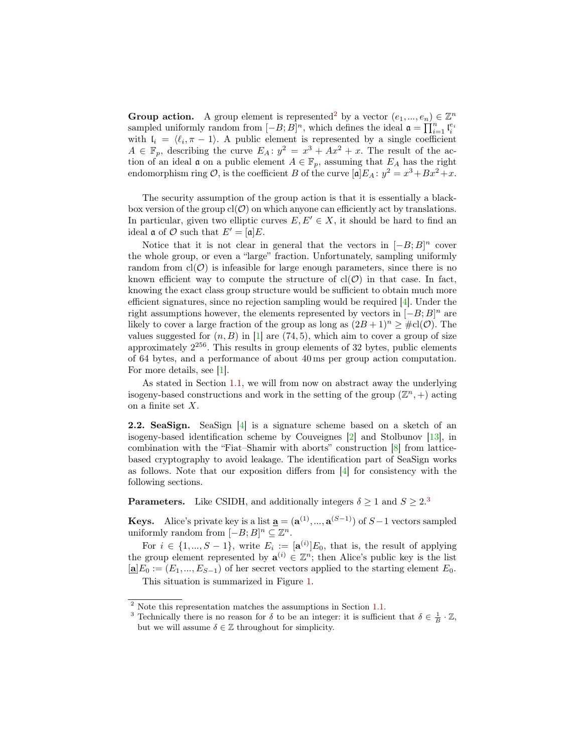**Group action.** A group element is represented[2] by a vector $(e_1, ..., e_n) \in \mathbb{Z}^n$ sampled uniformly random from $[-B; B]^n$, which defines the ideal $\mathfrak{a} = \prod_{i=1}^{n} \mathfrak{l}_i^{e_i}$ with $\mathfrak{l}_i = \langle \ell_i, \pi - 1 \rangle$. A public element is represented by a single coefficient $A \in \mathbb{F}_p$, describing the curve $E_A\colon y^2 = x^3 + Ax^2 + x$. The result of the action of an ideal $\mathfrak{a}$ on a public element $A \in \mathbb{F}_p$, assuming that $E_A$ has the right endomorphism ring $\mathcal{O}$, is the coefficient $B$ of the curve $[\mathfrak{a}]E_A\colon y^2 = x^3 + Bx^2 + x$.

The security assumption of the group action is that it is essentially a black-box version of the group $\mathrm{cl}(\mathcal{O})$ on which anyone can efficiently act by translations. In particular, given two elliptic curves $E, E' \in X$, it should be hard to find an ideal $\mathfrak{a}$ of $\mathcal{O}$ such that $E' = [\mathfrak{a}]E$.

Notice that it is not clear in general that the vectors in $[-B; B]^n$ cover the whole group, or even a "large" fraction. Unfortunately, sampling uniformly random from $\mathrm{cl}(\mathcal{O})$ is infeasible for large enough parameters, since there is no known efficient way to compute the structure of $\mathrm{cl}(\mathcal{O})$ in that case. In fact, knowing the exact class group structure would be sufficient to obtain much more efficient signatures, since no rejection sampling would be required [4]. Under the right assumptions however, the elements represented by vectors in $[-B; B]^n$ are likely to cover a large fraction of the group as long as $(2B + 1)^n \geq \#\mathrm{cl}(\mathcal{O})$. The values suggested for $(n, B)$ in [1] are $(74, 5)$, which aim to cover a group of size approximately $2^{256}$. This results in group elements of 32 bytes, public elements of 64 bytes, and a performance of about 40 ms per group action computation. For more details, see [1].

As stated in Section 1.1, we will from now on abstract away the underlying isogeny-based constructions and work in the setting of the group $(\mathbb{Z}^n, +)$ acting on a finite set $X$.

**2.2. SeaSign.** SeaSign [4] is a signature scheme based on a sketch of an isogeny-based identification scheme by Couveignes [2] and Stolbunov [13], in combination with the "Fiat–Shamir with aborts" construction [8] from lattice-based cryptography to avoid leakage. The identification part of SeaSign works as follows. Note that our exposition differs from [4] for consistency with the following sections.

**Parameters.** Like CSIDH, and additionally integers $\delta \geq 1$ and $S \geq 2$.[3]

**Keys.** Alice's private key is a list $\underline{\mathbf{a}} = (\mathbf{a}^{(1)}, ..., \mathbf{a}^{(S-1)})$ of $S-1$ vectors sampled uniformly random from $[-B; B]^n \subseteq \mathbb{Z}^n$.

For $i \in \{1, ..., S-1\}$, write $E_i := [\mathbf{a}^{(i)}]E_0$, that is, the result of applying the group element represented by $\mathbf{a}^{(i)} \in \mathbb{Z}^n$; then Alice's public key is the list $[\underline{\mathbf{a}}]E_0 := (E_1, ..., E_{S-1})$ of her secret vectors applied to the starting element $E_0$.

This situation is summarized in Figure 1.

---

[2] Note this representation matches the assumptions in Section 1.1.

[3] Technically there is no reason for $\delta$ to be an integer: it is sufficient that $\delta \in \frac{1}{B} \cdot \mathbb{Z}$, but we will assume $\delta \in \mathbb{Z}$ throughout for simplicity.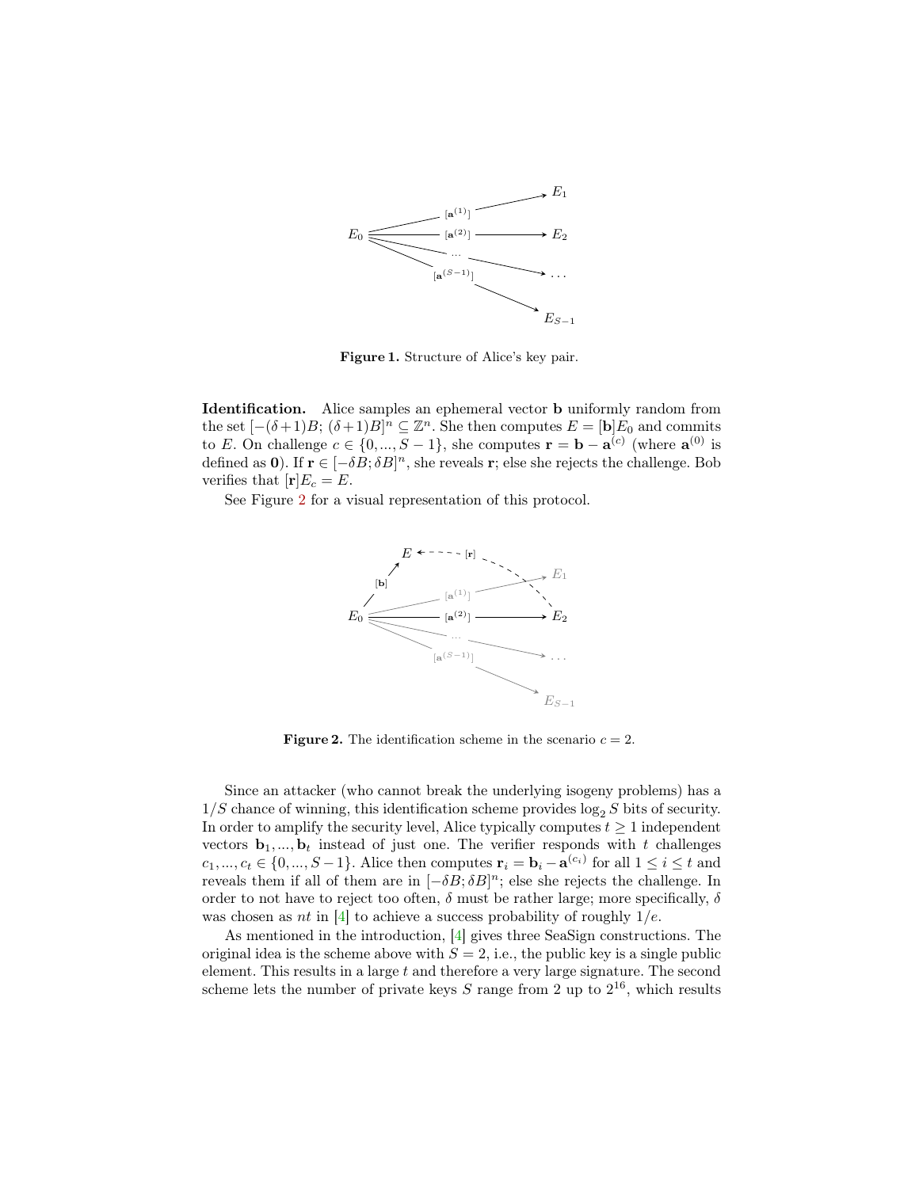**Figure 1.** Structure of Alice's key pair.

**Identification.** Alice samples an ephemeral vector $\mathbf{b}$ uniformly random from the set $[-(\delta+1)B;\, (\delta+1)B]^n \subseteq \mathbb{Z}^n$. She then computes $E = [\mathbf{b}]E_0$ and commits to $E$. On challenge $c \in \{0, ..., S-1\}$, she computes $\mathbf{r} = \mathbf{b} - \mathbf{a}^{(c)}$ (where $\mathbf{a}^{(0)}$ is defined as $\mathbf{0}$). If $\mathbf{r} \in [-\delta B; \delta B]^n$, she reveals $\mathbf{r}$; else she rejects the challenge. Bob verifies that $[\mathbf{r}]E_c = E$.

See Figure 2 for a visual representation of this protocol.

**Figure 2.** The identification scheme in the scenario $c = 2$.

Since an attacker (who cannot break the underlying isogeny problems) has a $1/S$ chance of winning, this identification scheme provides $\log_2 S$ bits of security. In order to amplify the security level, Alice typically computes $t \geq 1$ independent vectors $\mathbf{b}_1, ..., \mathbf{b}_t$ instead of just one. The verifier responds with $t$ challenges $c_1, ..., c_t \in \{0, ..., S-1\}$. Alice then computes $\mathbf{r}_i = \mathbf{b}_i - \mathbf{a}^{(c_i)}$ for all $1 \leq i \leq t$ and reveals them if all of them are in $[-\delta B; \delta B]^n$; else she rejects the challenge. In order to not have to reject too often, $\delta$ must be rather large; more specifically, $\delta$ was chosen as $nt$ in [4] to achieve a success probability of roughly $1/e$.

As mentioned in the introduction, [4] gives three SeaSign constructions. The original idea is the scheme above with $S = 2$, i.e., the public key is a single public element. This results in a large $t$ and therefore a very large signature. The second scheme lets the number of private keys $S$ range from 2 up to $2^{16}$, which results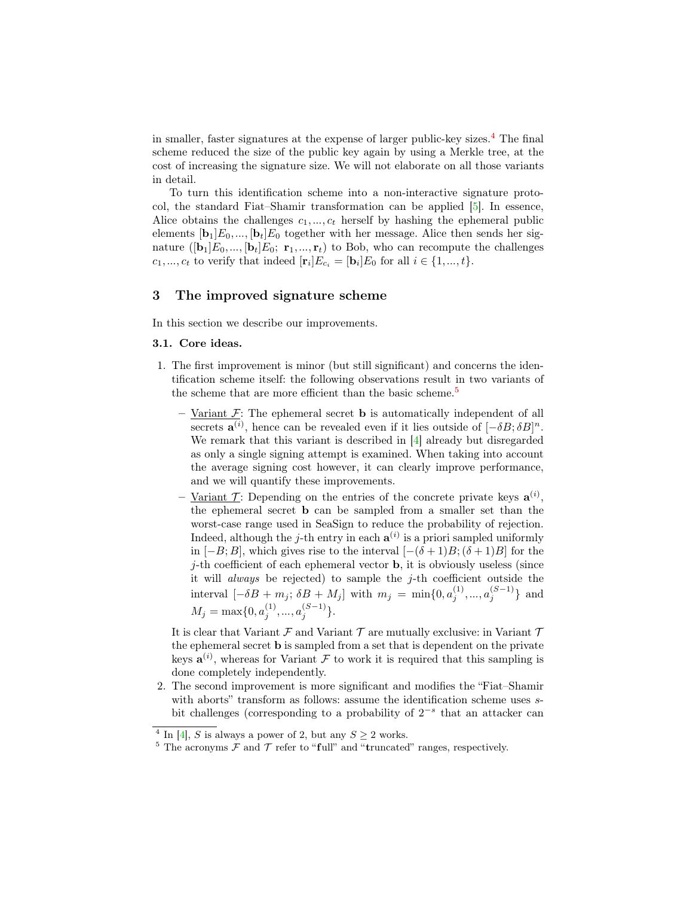in smaller, faster signatures at the expense of larger public-key sizes.[4] The final scheme reduced the size of the public key again by using a Merkle tree, at the cost of increasing the signature size. We will not elaborate on all those variants in detail.

To turn this identification scheme into a non-interactive signature protocol, the standard Fiat–Shamir transformation can be applied [5]. In essence, Alice obtains the challenges $c_1, ..., c_t$ herself by hashing the ephemeral public elements $[\mathbf{b}_1]E_0, ..., [\mathbf{b}_t]E_0$ together with her message. Alice then sends her signature $([\mathbf{b}_1]E_0, ..., [\mathbf{b}_t]E_0;\ \mathbf{r}_1, ..., \mathbf{r}_t)$ to Bob, who can recompute the challenges $c_1, ..., c_t$ to verify that indeed $[\mathbf{r}_i]E_{c_i} = [\mathbf{b}_i]E_0$ for all $i \in \{1, ..., t\}$.

## 3 The improved signature scheme

In this section we describe our improvements.

### 3.1. Core ideas.

1. The first improvement is minor (but still significant) and concerns the identification scheme itself: the following observations result in two variants of the scheme that are more efficient than the basic scheme.[5]

   – Variant $\mathcal{F}$: The ephemeral secret $\mathbf{b}$ is automatically independent of all secrets $\mathbf{a}^{(i)}$, hence can be revealed even if it lies outside of $[-\delta B; \delta B]^n$. We remark that this variant is described in [4] already but disregarded as only a single signing attempt is examined. When taking into account the average signing cost however, it can clearly improve performance, and we will quantify these improvements.

   – Variant $\mathcal{T}$: Depending on the entries of the concrete private keys $\mathbf{a}^{(i)}$, the ephemeral secret $\mathbf{b}$ can be sampled from a smaller set than the worst-case range used in SeaSign to reduce the probability of rejection. Indeed, although the $j$-th entry in each $\mathbf{a}^{(i)}$ is a priori sampled uniformly in $[-B; B]$, which gives rise to the interval $[-(\delta+1)B; (\delta+1)B]$ for the $j$-th coefficient of each ephemeral vector $\mathbf{b}$, it is obviously useless (since it will *always* be rejected) to sample the $j$-th coefficient outside the interval $[-\delta B + m_j;\ \delta B + M_j]$ with $m_j = \min\{0, a_j^{(1)}, ..., a_j^{(S-1)}\}$ and $M_j = \max\{0, a_j^{(1)}, ..., a_j^{(S-1)}\}$.

   It is clear that Variant $\mathcal{F}$ and Variant $\mathcal{T}$ are mutually exclusive: in Variant $\mathcal{T}$ the ephemeral secret $\mathbf{b}$ is sampled from a set that is dependent on the private keys $\mathbf{a}^{(i)}$, whereas for Variant $\mathcal{F}$ to work it is required that this sampling is done completely independently.

2. The second improvement is more significant and modifies the "Fiat–Shamir with aborts" transform as follows: assume the identification scheme uses $s$-bit challenges (corresponding to a probability of $2^{-s}$ that an attacker can

[4] In [4], $S$ is always a power of 2, but any $S \geq 2$ works.

[5] The acronyms $\mathcal{F}$ and $\mathcal{T}$ refer to "**f**ull" and "**t**runcated" ranges, respectively.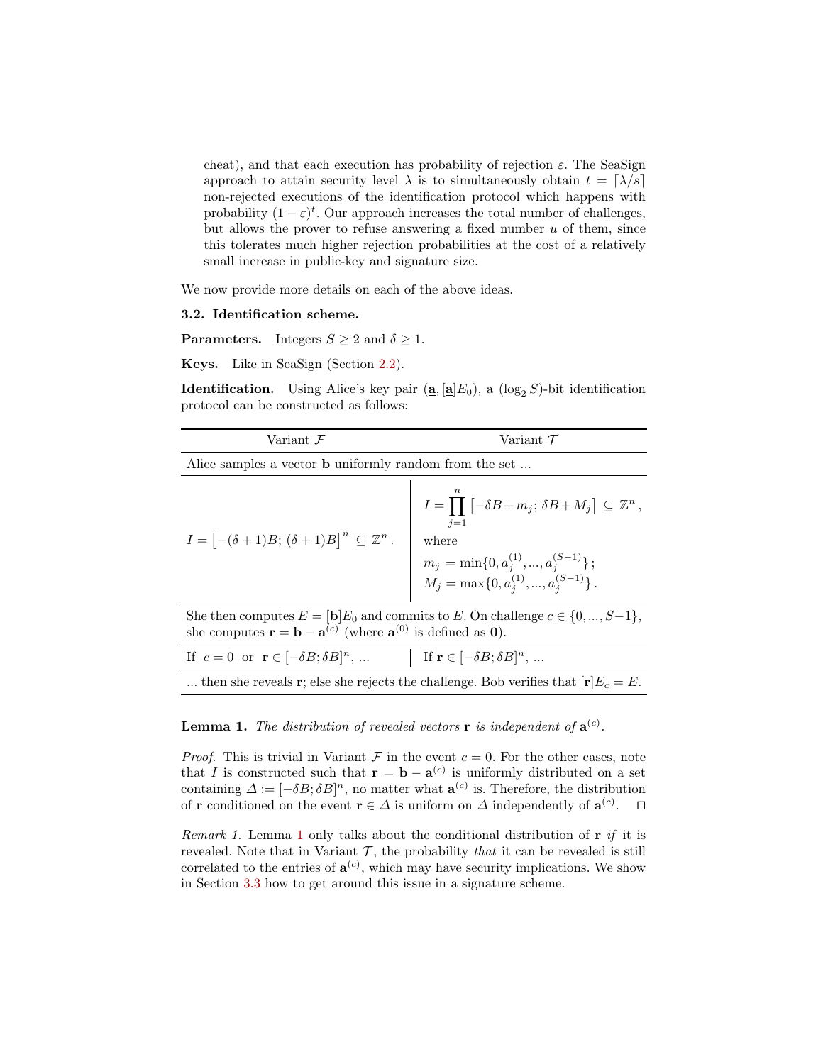cheat), and that each execution has probability of rejection $\varepsilon$. The SeaSign approach to attain security level $\lambda$ is to simultaneously obtain $t = \lceil \lambda/s \rceil$ non-rejected executions of the identification protocol which happens with probability $(1-\varepsilon)^t$. Our approach increases the total number of challenges, but allows the prover to refuse answering a fixed number $u$ of them, since this tolerates much higher rejection probabilities at the cost of a relatively small increase in public-key and signature size.

We now provide more details on each of the above ideas.

### 3.2. Identification scheme.

**Parameters.** Integers $S \geq 2$ and $\delta \geq 1$.

**Keys.** Like in SeaSign (Section 2.2).

**Identification.** Using Alice's key pair $(\underline{\mathbf{a}}, [\underline{\mathbf{a}}]E_0)$, a $(\log_2 S)$-bit identification protocol can be constructed as follows:

| Variant $\mathcal{F}$ | Variant $\mathcal{T}$ |
|---|---|
| Alice samples a vector $\mathbf{b}$ uniformly random from the set ... | |
| $I = \big[-(\delta+1)B;\, (\delta+1)B\big]^n \subseteq \mathbb{Z}^n$. | $I = \prod_{j=1}^{n} \big[-\delta B + m_j;\, \delta B + M_j\big] \subseteq \mathbb{Z}^n$, where $m_j = \min\{0, a_j^{(1)}, ..., a_j^{(S-1)}\}$; $M_j = \max\{0, a_j^{(1)}, ..., a_j^{(S-1)}\}$. |
| She then computes $E = [\mathbf{b}]E_0$ and commits to $E$. On challenge $c \in \{0, ..., S-1\}$, she computes $\mathbf{r} = \mathbf{b} - \mathbf{a}^{(c)}$ (where $\mathbf{a}^{(0)}$ is defined as $\mathbf{0}$). | |
| If $c = 0$ or $\mathbf{r} \in [-\delta B; \delta B]^n$, ... | If $\mathbf{r} \in [-\delta B; \delta B]^n$, ... |
| ... then she reveals $\mathbf{r}$; else she rejects the challenge. Bob verifies that $[\mathbf{r}]E_c = E$. | |

**Lemma 1.** *The distribution of* <u>*revealed*</u> *vectors* $\mathbf{r}$ *is independent of* $\mathbf{a}^{(c)}$.

*Proof.* This is trivial in Variant $\mathcal{F}$ in the event $c = 0$. For the other cases, note that $I$ is constructed such that $\mathbf{r} = \mathbf{b} - \mathbf{a}^{(c)}$ is uniformly distributed on a set containing $\varDelta := [-\delta B; \delta B]^n$, no matter what $\mathbf{a}^{(c)}$ is. Therefore, the distribution of $\mathbf{r}$ conditioned on the event $\mathbf{r} \in \varDelta$ is uniform on $\varDelta$ independently of $\mathbf{a}^{(c)}$. □

*Remark 1.* Lemma 1 only talks about the conditional distribution of $\mathbf{r}$ *if* it is revealed. Note that in Variant $\mathcal{T}$, the probability *that* it can be revealed is still correlated to the entries of $\mathbf{a}^{(c)}$, which may have security implications. We show in Section 3.3 how to get around this issue in a signature scheme.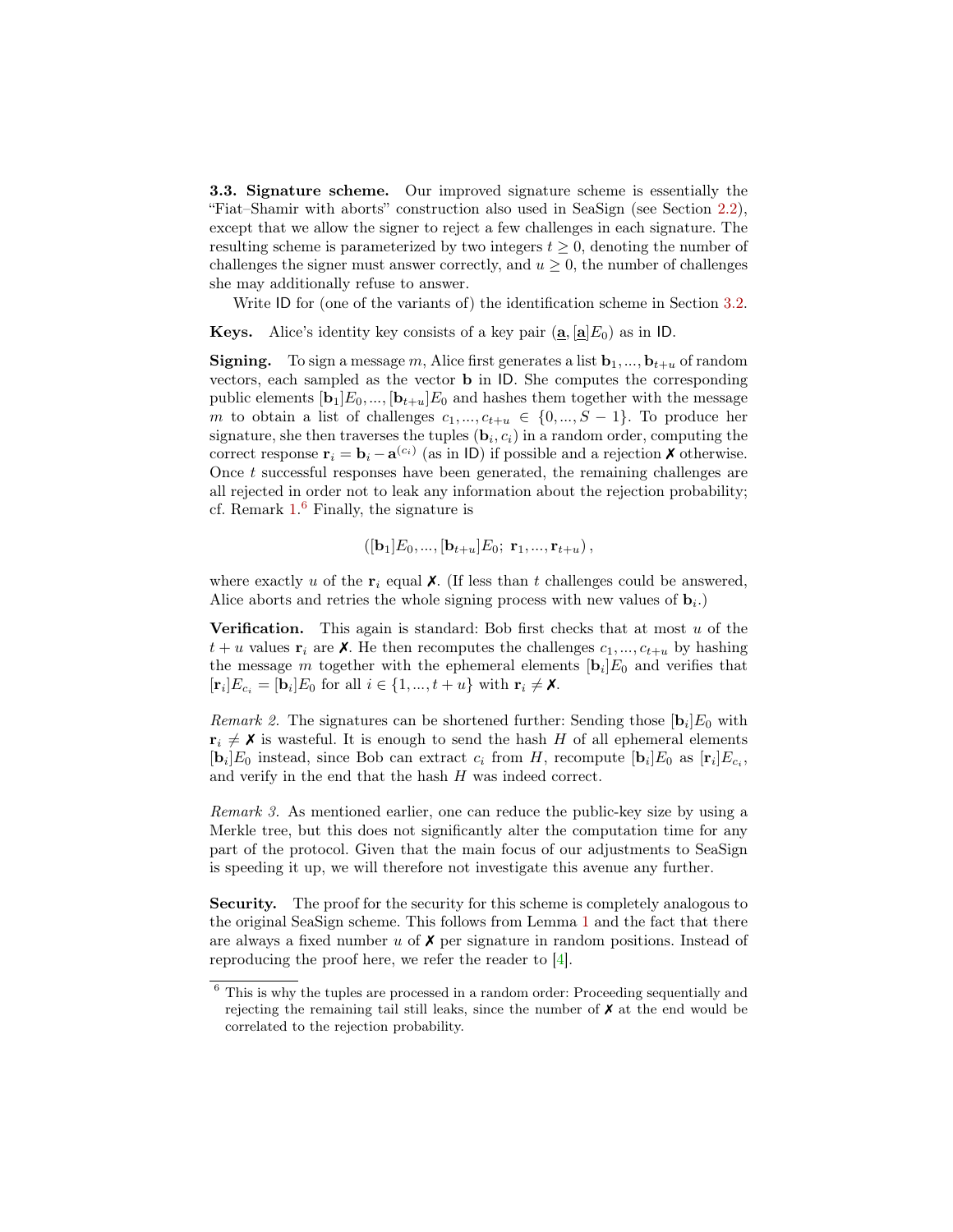**3.3. Signature scheme.** Our improved signature scheme is essentially the "Fiat–Shamir with aborts" construction also used in SeaSign (see Section 2.2), except that we allow the signer to reject a few challenges in each signature. The resulting scheme is parameterized by two integers $t \geq 0$, denoting the number of challenges the signer must answer correctly, and $u \geq 0$, the number of challenges she may additionally refuse to answer.

Write $\mathsf{ID}$ for (one of the variants of) the identification scheme in Section 3.2.

**Keys.** Alice's identity key consists of a key pair $(\underline{\mathbf{a}}, [\underline{\mathbf{a}}]E_0)$ as in $\mathsf{ID}$.

**Signing.** To sign a message $m$, Alice first generates a list $\mathbf{b}_1, ..., \mathbf{b}_{t+u}$ of random vectors, each sampled as the vector $\mathbf{b}$ in $\mathsf{ID}$. She computes the corresponding public elements $[\mathbf{b}_1]E_0, ..., [\mathbf{b}_{t+u}]E_0$ and hashes them together with the message $m$ to obtain a list of challenges $c_1, ..., c_{t+u} \in \{0, ..., S-1\}$. To produce her signature, she then traverses the tuples $(\mathbf{b}_i, c_i)$ in a random order, computing the correct response $\mathbf{r}_i = \mathbf{b}_i - \mathbf{a}^{(c_i)}$ (as in $\mathsf{ID}$) if possible and a rejection ✗ otherwise. Once $t$ successful responses have been generated, the remaining challenges are all rejected in order not to leak any information about the rejection probability; cf. Remark 1.[6] Finally, the signature is

$$([\mathbf{b}_1]E_0, ..., [\mathbf{b}_{t+u}]E_0;\ \mathbf{r}_1, ..., \mathbf{r}_{t+u}),$$

where exactly $u$ of the $\mathbf{r}_i$ equal ✗. (If less than $t$ challenges could be answered, Alice aborts and retries the whole signing process with new values of $\mathbf{b}_i$.)

**Verification.** This again is standard: Bob first checks that at most $u$ of the $t+u$ values $\mathbf{r}_i$ are ✗. He then recomputes the challenges $c_1, ..., c_{t+u}$ by hashing the message $m$ together with the ephemeral elements $[\mathbf{b}_i]E_0$ and verifies that $[\mathbf{r}_i]E_{c_i} = [\mathbf{b}_i]E_0$ for all $i \in \{1, ..., t+u\}$ with $\mathbf{r}_i \neq$ ✗.

*Remark 2.* The signatures can be shortened further: Sending those $[\mathbf{b}_i]E_0$ with $\mathbf{r}_i \neq$ ✗ is wasteful. It is enough to send the hash $H$ of all ephemeral elements $[\mathbf{b}_i]E_0$ instead, since Bob can extract $c_i$ from $H$, recompute $[\mathbf{b}_i]E_0$ as $[\mathbf{r}_i]E_{c_i}$, and verify in the end that the hash $H$ was indeed correct.

*Remark 3.* As mentioned earlier, one can reduce the public-key size by using a Merkle tree, but this does not significantly alter the computation time for any part of the protocol. Given that the main focus of our adjustments to SeaSign is speeding it up, we will therefore not investigate this avenue any further.

**Security.** The proof for the security for this scheme is completely analogous to the original SeaSign scheme. This follows from Lemma 1 and the fact that there are always a fixed number $u$ of ✗ per signature in random positions. Instead of reproducing the proof here, we refer the reader to [4].

[6] This is why the tuples are processed in a random order: Proceeding sequentially and rejecting the remaining tail still leaks, since the number of ✗ at the end would be correlated to the rejection probability.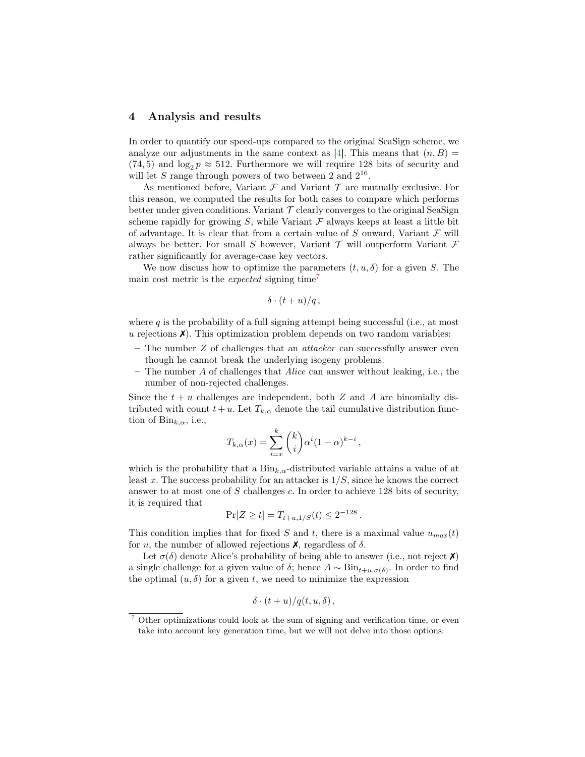## 4 Analysis and results

In order to quantify our speed-ups compared to the original SeaSign scheme, we analyze our adjustments in the same context as [4]. This means that $(n, B) = (74, 5)$ and $\log_2 p \approx 512$. Furthermore we will require 128 bits of security and will let $S$ range through powers of two between 2 and $2^{16}$.

As mentioned before, Variant $\mathcal{F}$ and Variant $\mathcal{T}$ are mutually exclusive. For this reason, we computed the results for both cases to compare which performs better under given conditions. Variant $\mathcal{T}$ clearly converges to the original SeaSign scheme rapidly for growing $S$, while Variant $\mathcal{F}$ always keeps at least a little bit of advantage. It is clear that from a certain value of $S$ onward, Variant $\mathcal{F}$ will always be better. For small $S$ however, Variant $\mathcal{T}$ will outperform Variant $\mathcal{F}$ rather significantly for average-case key vectors.

We now discuss how to optimize the parameters $(t, u, \delta)$ for a given $S$. The main cost metric is the *expected* signing time[7]

$$\delta \cdot (t + u)/q \,,$$

where $q$ is the probability of a full signing attempt being successful (i.e., at most $u$ rejections ✗). This optimization problem depends on two random variables:

- The number $Z$ of challenges that an *attacker* can successfully answer even though he cannot break the underlying isogeny problems.
- The number $A$ of challenges that *Alice* can answer without leaking, i.e., the number of non-rejected challenges.

Since the $t + u$ challenges are independent, both $Z$ and $A$ are binomially distributed with count $t + u$. Let $T_{k,\alpha}$ denote the tail cumulative distribution function of $\mathrm{Bin}_{k,\alpha}$, i.e.,

$$T_{k,\alpha}(x) = \sum_{i=x}^{k} \binom{k}{i} \alpha^i (1 - \alpha)^{k-i} \,,$$

which is the probability that a $\mathrm{Bin}_{k,\alpha}$-distributed variable attains a value of at least $x$. The success probability for an attacker is $1/S$, since he knows the correct answer to at most one of $S$ challenges $c$. In order to achieve 128 bits of security, it is required that

$$\Pr[Z \geq t] = T_{t+u,1/S}(t) \leq 2^{-128} \,.$$

This condition implies that for fixed $S$ and $t$, there is a maximal value $u_{max}(t)$ for $u$, the number of allowed rejections ✗, regardless of $\delta$.

Let $\sigma(\delta)$ denote Alice's probability of being able to answer (i.e., not reject ✗) a single challenge for a given value of $\delta$; hence $A \sim \mathrm{Bin}_{t+u,\sigma(\delta)}$. In order to find the optimal $(u, \delta)$ for a given $t$, we need to minimize the expression

$$\delta \cdot (t + u)/q(t, u, \delta) \,,$$

[7] Other optimizations could look at the sum of signing and verification time, or even take into account key generation time, but we will not delve into those options.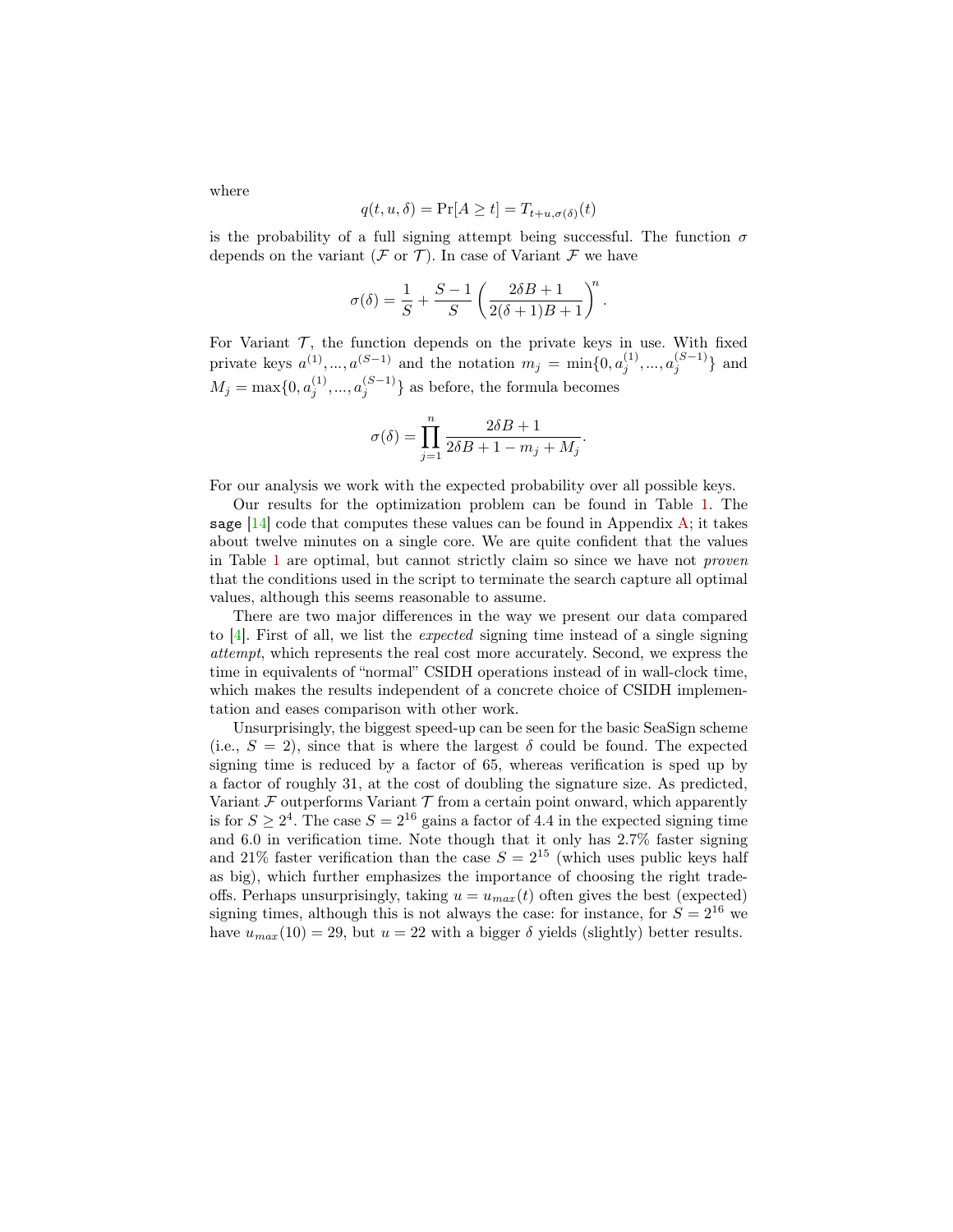where

$$q(t, u, \delta) = \Pr[A \geq t] = T_{t+u,\sigma(\delta)}(t)$$

is the probability of a full signing attempt being successful. The function $\sigma$ depends on the variant ($\mathcal{F}$ or $\mathcal{T}$). In case of Variant $\mathcal{F}$ we have

$$\sigma(\delta) = \frac{1}{S} + \frac{S-1}{S}\left(\frac{2\delta B + 1}{2(\delta+1)B + 1}\right)^n.$$

For Variant $\mathcal{T}$, the function depends on the private keys in use. With fixed private keys $a^{(1)}, ..., a^{(S-1)}$ and the notation $m_j = \min\{0, a_j^{(1)}, ..., a_j^{(S-1)}\}$ and $M_j = \max\{0, a_j^{(1)}, ..., a_j^{(S-1)}\}$ as before, the formula becomes

$$\sigma(\delta) = \prod_{j=1}^{n} \frac{2\delta B + 1}{2\delta B + 1 - m_j + M_j}.$$

For our analysis we work with the expected probability over all possible keys.

Our results for the optimization problem can be found in Table 1. The `sage` [14] code that computes these values can be found in Appendix A; it takes about twelve minutes on a single core. We are quite confident that the values in Table 1 are optimal, but cannot strictly claim so since we have not *proven* that the conditions used in the script to terminate the search capture all optimal values, although this seems reasonable to assume.

There are two major differences in the way we present our data compared to [4]. First of all, we list the *expected* signing time instead of a single signing *attempt*, which represents the real cost more accurately. Second, we express the time in equivalents of "normal" CSIDH operations instead of in wall-clock time, which makes the results independent of a concrete choice of CSIDH implementation and eases comparison with other work.

Unsurprisingly, the biggest speed-up can be seen for the basic SeaSign scheme (i.e., $S = 2$), since that is where the largest $\delta$ could be found. The expected signing time is reduced by a factor of 65, whereas verification is sped up by a factor of roughly 31, at the cost of doubling the signature size. As predicted, Variant $\mathcal{F}$ outperforms Variant $\mathcal{T}$ from a certain point onward, which apparently is for $S \geq 2^4$. The case $S = 2^{16}$ gains a factor of 4.4 in the expected signing time and 6.0 in verification time. Note though that it only has 2.7% faster signing and 21% faster verification than the case $S = 2^{15}$ (which uses public keys half as big), which further emphasizes the importance of choosing the right trade-offs. Perhaps unsurprisingly, taking $u = u_{max}(t)$ often gives the best (expected) signing times, although this is not always the case: for instance, for $S = 2^{16}$ we have $u_{max}(10) = 29$, but $u = 22$ with a bigger $\delta$ yields (slightly) better results.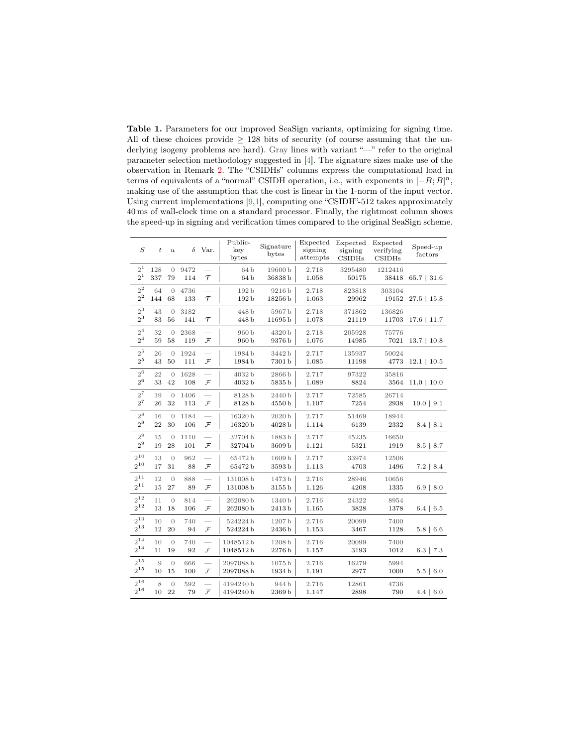**Table 1.** Parameters for our improved SeaSign variants, optimizing for signing time. All of these choices provide $\geq 128$ bits of security (of course assuming that the underlying isogeny problems are hard). Gray lines with variant "—" refer to the original parameter selection methodology suggested in [4]. The signature sizes make use of the observation in Remark 2. The "CSIDHs" columns express the computational load in terms of equivalents of a "normal" CSIDH operation, i.e., with exponents in $[-B; B]^n$, making use of the assumption that the cost is linear in the 1-norm of the input vector. Using current implementations [9,1], computing one "CSIDH"-512 takes approximately 40 ms of wall-clock time on a standard processor. Finally, the rightmost column shows the speed-up in signing and verification times compared to the original SeaSign scheme.

| $S$ | $t$ | $u$ | $\delta$ | Var. | Public-key bytes | Signature bytes | Expected signing attempts | Expected signing CSIDHs | Expected verifying CSIDHs | Speed-up factors |
|---|---|---|---|---|---|---|---|---|---|---|
| $2^1$ | 128 | 0 | 9472 | — | 64 b | 19600 b | 2.718 | 3295480 | 1212416 | |
| $2^1$ | 337 | 79 | 114 | $\mathcal{T}$ | 64 b | 36838 b | 1.058 | 50175 | 38418 | 65.7 \| 31.6 |
| $2^2$ | 64 | 0 | 4736 | — | 192 b | 9216 b | 2.718 | 823818 | 303104 | |
| $2^2$ | 144 | 68 | 133 | $\mathcal{T}$ | 192 b | 18256 b | 1.063 | 29962 | 19152 | 27.5 \| 15.8 |
| $2^3$ | 43 | 0 | 3182 | — | 448 b | 5967 b | 2.718 | 371862 | 136826 | |
| $2^3$ | 83 | 56 | 141 | $\mathcal{T}$ | 448 b | 11695 b | 1.078 | 21119 | 11703 | 17.6 \| 11.7 |
| $2^4$ | 32 | 0 | 2368 | — | 960 b | 4320 b | 2.718 | 205928 | 75776 | |
| $2^4$ | 59 | 58 | 119 | $\mathcal{F}$ | 960 b | 9376 b | 1.076 | 14985 | 7021 | 13.7 \| 10.8 |
| $2^5$ | 26 | 0 | 1924 | — | 1984 b | 3442 b | 2.717 | 135937 | 50024 | |
| $2^5$ | 43 | 50 | 111 | $\mathcal{F}$ | 1984 b | 7301 b | 1.085 | 11198 | 4773 | 12.1 \| 10.5 |
| $2^6$ | 22 | 0 | 1628 | — | 4032 b | 2866 b | 2.717 | 97322 | 35816 | |
| $2^6$ | 33 | 42 | 108 | $\mathcal{F}$ | 4032 b | 5835 b | 1.089 | 8824 | 3564 | 11.0 \| 10.0 |
| $2^7$ | 19 | 0 | 1406 | — | 8128 b | 2440 b | 2.717 | 72585 | 26714 | |
| $2^7$ | 26 | 32 | 113 | $\mathcal{F}$ | 8128 b | 4550 b | 1.107 | 7254 | 2938 | 10.0 \| 9.1 |
| $2^8$ | 16 | 0 | 1184 | — | 16320 b | 2020 b | 2.717 | 51469 | 18944 | |
| $2^8$ | 22 | 30 | 106 | $\mathcal{F}$ | 16320 b | 4028 b | 1.114 | 6139 | 2332 | 8.4 \| 8.1 |
| $2^9$ | 15 | 0 | 1110 | — | 32704 b | 1883 b | 2.717 | 45235 | 16650 | |
| $2^9$ | 19 | 28 | 101 | $\mathcal{F}$ | 32704 b | 3609 b | 1.121 | 5321 | 1919 | 8.5 \| 8.7 |
| $2^{10}$ | 13 | 0 | 962 | — | 65472 b | 1609 b | 2.717 | 33974 | 12506 | |
| $2^{10}$ | 17 | 31 | 88 | $\mathcal{F}$ | 65472 b | 3593 b | 1.113 | 4703 | 1496 | 7.2 \| 8.4 |
| $2^{11}$ | 12 | 0 | 888 | — | 131008 b | 1473 b | 2.716 | 28946 | 10656 | |
| $2^{11}$ | 15 | 27 | 89 | $\mathcal{F}$ | 131008 b | 3155 b | 1.126 | 4208 | 1335 | 6.9 \| 8.0 |
| $2^{12}$ | 11 | 0 | 814 | — | 262080 b | 1340 b | 2.716 | 24322 | 8954 | |
| $2^{12}$ | 13 | 18 | 106 | $\mathcal{F}$ | 262080 b | 2413 b | 1.165 | 3828 | 1378 | 6.4 \| 6.5 |
| $2^{13}$ | 10 | 0 | 740 | — | 524224 b | 1207 b | 2.716 | 20099 | 7400 | |
| $2^{13}$ | 12 | 20 | 94 | $\mathcal{F}$ | 524224 b | 2436 b | 1.153 | 3467 | 1128 | 5.8 \| 6.6 |
| $2^{14}$ | 10 | 0 | 740 | — | 1048512 b | 1208 b | 2.716 | 20099 | 7400 | |
| $2^{14}$ | 11 | 19 | 92 | $\mathcal{F}$ | 1048512 b | 2276 b | 1.157 | 3193 | 1012 | 6.3 \| 7.3 |
| $2^{15}$ | 9 | 0 | 666 | — | 2097088 b | 1075 b | 2.716 | 16279 | 5994 | |
| $2^{15}$ | 10 | 15 | 100 | $\mathcal{F}$ | 2097088 b | 1934 b | 1.191 | 2977 | 1000 | 5.5 \| 6.0 |
| $2^{16}$ | 8 | 0 | 592 | — | 4194240 b | 944 b | 2.716 | 12861 | 4736 | |
| $2^{16}$ | 10 | 22 | 79 | $\mathcal{F}$ | 4194240 b | 2369 b | 1.147 | 2898 | 790 | 4.4 \| 6.0 |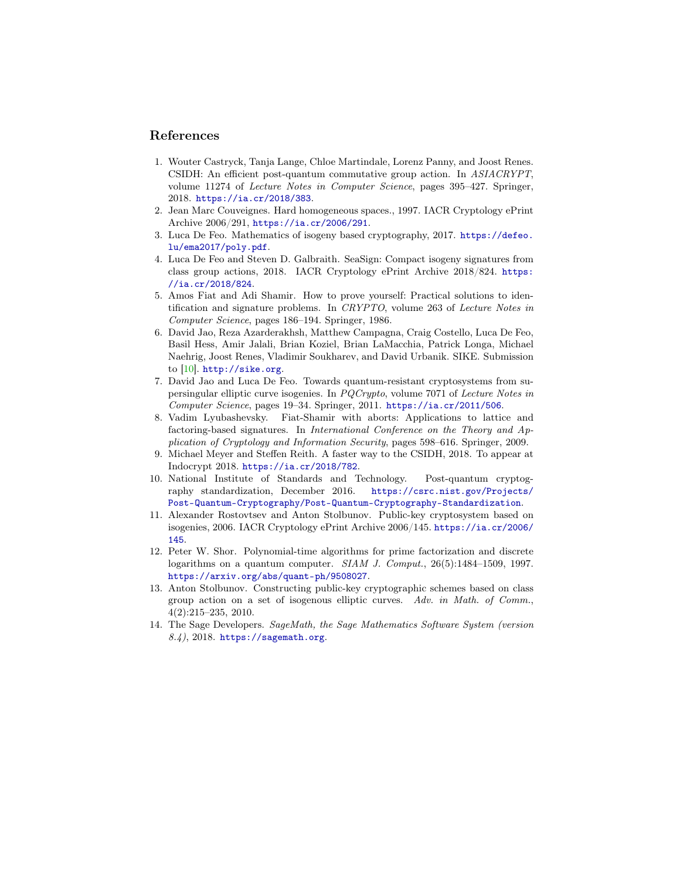## References

1. Wouter Castryck, Tanja Lange, Chloe Martindale, Lorenz Panny, and Joost Renes. CSIDH: An efficient post-quantum commutative group action. In *ASIACRYPT*, volume 11274 of *Lecture Notes in Computer Science*, pages 395–427. Springer, 2018. https://ia.cr/2018/383.
2. Jean Marc Couveignes. Hard homogeneous spaces., 1997. IACR Cryptology ePrint Archive 2006/291, https://ia.cr/2006/291.
3. Luca De Feo. Mathematics of isogeny based cryptography, 2017. https://defeo.lu/ema2017/poly.pdf.
4. Luca De Feo and Steven D. Galbraith. SeaSign: Compact isogeny signatures from class group actions, 2018. IACR Cryptology ePrint Archive 2018/824. https://ia.cr/2018/824.
5. Amos Fiat and Adi Shamir. How to prove yourself: Practical solutions to identification and signature problems. In *CRYPTO*, volume 263 of *Lecture Notes in Computer Science*, pages 186–194. Springer, 1986.
6. David Jao, Reza Azarderakhsh, Matthew Campagna, Craig Costello, Luca De Feo, Basil Hess, Amir Jalali, Brian Koziel, Brian LaMacchia, Patrick Longa, Michael Naehrig, Joost Renes, Vladimir Soukharev, and David Urbanik. SIKE. Submission to [10]. http://sike.org.
7. David Jao and Luca De Feo. Towards quantum-resistant cryptosystems from supersingular elliptic curve isogenies. In *PQCrypto*, volume 7071 of *Lecture Notes in Computer Science*, pages 19–34. Springer, 2011. https://ia.cr/2011/506.
8. Vadim Lyubashevsky. Fiat-Shamir with aborts: Applications to lattice and factoring-based signatures. In *International Conference on the Theory and Application of Cryptology and Information Security*, pages 598–616. Springer, 2009.
9. Michael Meyer and Steffen Reith. A faster way to the CSIDH, 2018. To appear at Indocrypt 2018. https://ia.cr/2018/782.
10. National Institute of Standards and Technology. Post-quantum cryptography standardization, December 2016. https://csrc.nist.gov/Projects/Post-Quantum-Cryptography/Post-Quantum-Cryptography-Standardization.
11. Alexander Rostovtsev and Anton Stolbunov. Public-key cryptosystem based on isogenies, 2006. IACR Cryptology ePrint Archive 2006/145. https://ia.cr/2006/145.
12. Peter W. Shor. Polynomial-time algorithms for prime factorization and discrete logarithms on a quantum computer. *SIAM J. Comput.*, 26(5):1484–1509, 1997. https://arxiv.org/abs/quant-ph/9508027.
13. Anton Stolbunov. Constructing public-key cryptographic schemes based on class group action on a set of isogenous elliptic curves. *Adv. in Math. of Comm.*, 4(2):215–235, 2010.
14. The Sage Developers. *SageMath, the Sage Mathematics Software System (version 8.4)*, 2018. https://sagemath.org.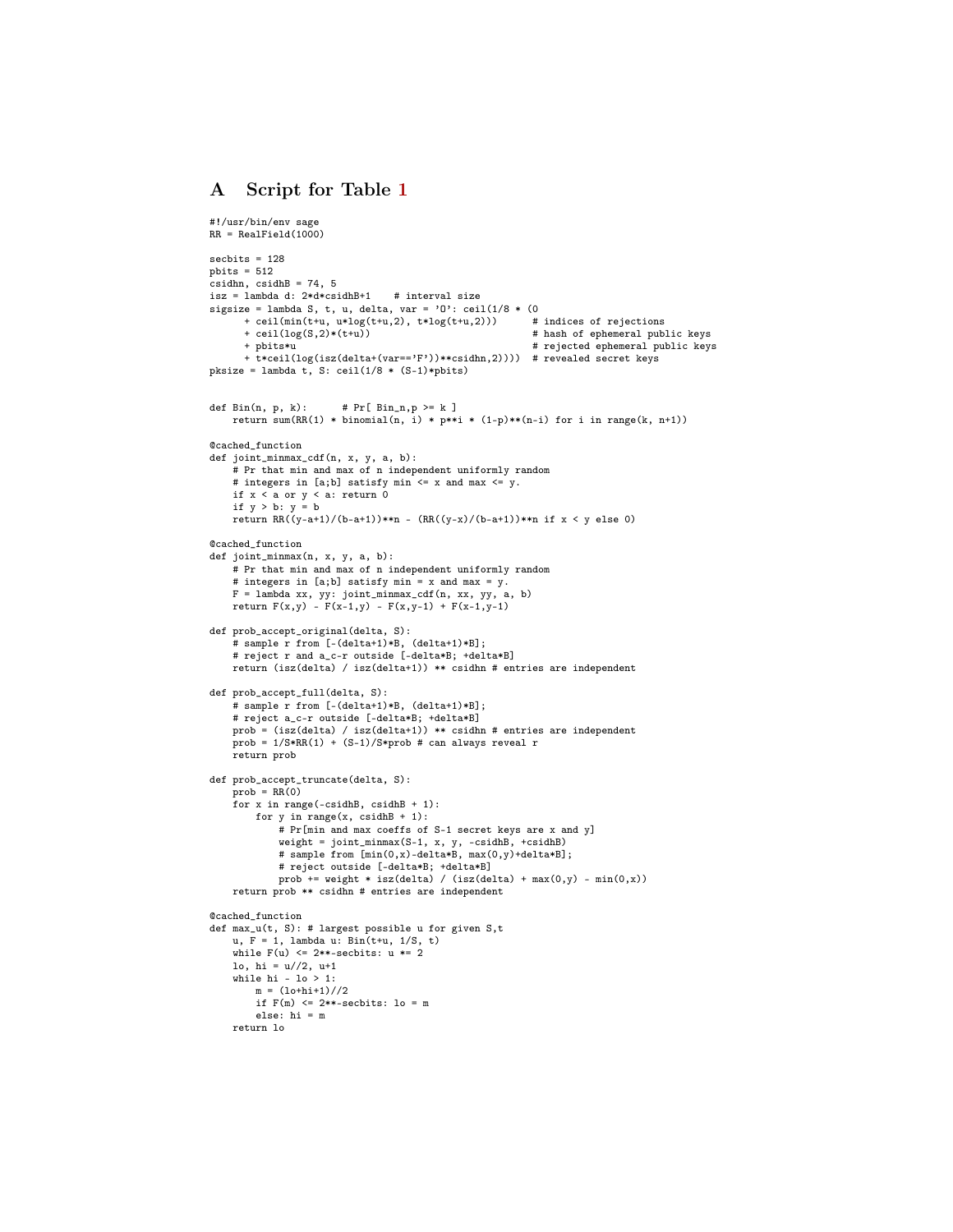# A Script for Table 1

```
#!/usr/bin/env sage
RR = RealField(1000)

secbits = 128
pbits = 512
csidhn, csidhB = 74, 5
isz = lambda d: 2*d*csidhB+1    # interval size
sigsize = lambda S, t, u, delta, var = 'O': ceil(1/8 * (0
      + ceil(min(t+u, u*log(t+u,2), t*log(t+u,2)))      # indices of rejections
      + ceil(log(S,2)*(t+u))                             # hash of ephemeral public keys
      + pbits*u                                          # rejected ephemeral public keys
      + t*ceil(log(isz(delta+(var=='F'))**csidhn,2))))   # revealed secret keys
pksize = lambda t, S: ceil(1/8 * (S-1)*pbits)


def Bin(n, p, k):      # Pr[ Bin_n,p >= k ]
    return sum(RR(1) * binomial(n, i) * p**i * (1-p)**(n-i) for i in range(k, n+1))

@cached_function
def joint_minmax_cdf(n, x, y, a, b):
    # Pr that min and max of n independent uniformly random
    # integers in [a;b] satisfy min <= x and max <= y.
    if x < a or y < a: return 0
    if y > b: y = b
    return RR((y-a+1)/(b-a+1))**n - (RR((y-x)/(b-a+1))**n if x < y else 0)

@cached_function
def joint_minmax(n, x, y, a, b):
    # Pr that min and max of n independent uniformly random
    # integers in [a;b] satisfy min = x and max = y.
    F = lambda xx, yy: joint_minmax_cdf(n, xx, yy, a, b)
    return F(x,y) - F(x-1,y) - F(x,y-1) + F(x-1,y-1)

def prob_accept_original(delta, S):
    # sample r from [-(delta+1)*B, (delta+1)*B];
    # reject r and a_c-r outside [-delta*B; +delta*B]
    return (isz(delta) / isz(delta+1)) ** csidhn # entries are independent

def prob_accept_full(delta, S):
    # sample r from [-(delta+1)*B, (delta+1)*B];
    # reject a_c-r outside [-delta*B; +delta*B]
    prob = (isz(delta) / isz(delta+1)) ** csidhn # entries are independent
    prob = 1/S*RR(1) + (S-1)/S*prob # can always reveal r
    return prob

def prob_accept_truncate(delta, S):
    prob = RR(0)
    for x in range(-csidhB, csidhB + 1):
        for y in range(x, csidhB + 1):
            # Pr[min and max coeffs of S-1 secret keys are x and y]
            weight = joint_minmax(S-1, x, y, -csidhB, +csidhB)
            # sample from [min(0,x)-delta*B, max(0,y)+delta*B];
            # reject outside [-delta*B; +delta*B]
            prob += weight * isz(delta) / (isz(delta) + max(0,y) - min(0,x))
    return prob ** csidhn # entries are independent

@cached_function
def max_u(t, S): # largest possible u for given S,t
    u, F = 1, lambda u: Bin(t+u, 1/S, t)
    while F(u) <= 2**-secbits: u *= 2
    lo, hi = u//2, u+1
    while hi - lo > 1:
        m = (lo+hi+1)//2
        if F(m) <= 2**-secbits: lo = m
        else: hi = m
    return lo
```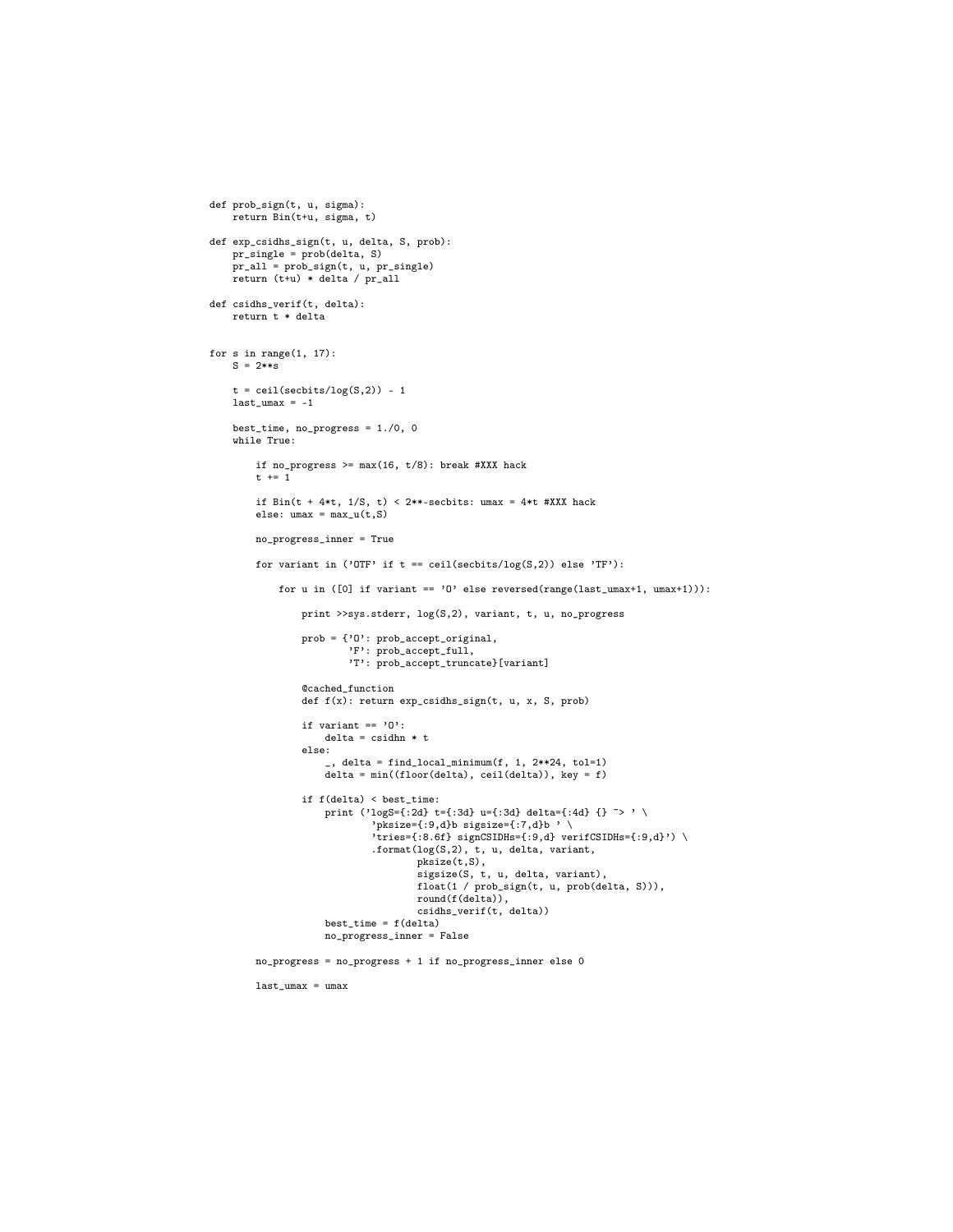```python
def prob_sign(t, u, sigma):
    return Bin(t+u, sigma, t)

def exp_csidhs_sign(t, u, delta, S, prob):
    pr_single = prob(delta, S)
    pr_all = prob_sign(t, u, pr_single)
    return (t+u) * delta / pr_all

def csidhs_verif(t, delta):
    return t * delta


for s in range(1, 17):
    S = 2**s

    t = ceil(secbits/log(S,2)) - 1
    last_umax = -1

    best_time, no_progress = 1./0, 0
    while True:

        if no_progress >= max(16, t/8): break #XXX hack
        t += 1

        if Bin(t + 4*t, 1/S, t) < 2**-secbits: umax = 4*t #XXX hack
        else: umax = max_u(t,S)

        no_progress_inner = True

        for variant in ('OTF' if t == ceil(secbits/log(S,2)) else 'TF'):

            for u in ([0] if variant == 'O' else reversed(range(last_umax+1, umax+1))):

                print >>sys.stderr, log(S,2), variant, t, u, no_progress

                prob = {'O': prob_accept_original,
                        'F': prob_accept_full,
                        'T': prob_accept_truncate}[variant]

                @cached_function
                def f(x): return exp_csidhs_sign(t, u, x, S, prob)

                if variant == 'O':
                    delta = csidhn * t
                else:
                    _, delta = find_local_minimum(f, 1, 2**24, tol=1)
                    delta = min((floor(delta), ceil(delta)), key = f)

                if f(delta) < best_time:
                    print ('logS={:2d} t={:3d} u={:3d} delta={:4d} {} ~> ' \
                           'pksize={:9,d}b sigsize={:7,d}b ' \
                           'tries={:8.6f} signCSIDHs={:9,d} verifCSIDHs={:9,d}') \
                           .format(log(S,2), t, u, delta, variant,
                                   pksize(t,S),
                                   sigsize(S, t, u, delta, variant),
                                   float(1 / prob_sign(t, u, prob(delta, S))),
                                   round(f(delta)),
                                   csidhs_verif(t, delta))
                    best_time = f(delta)
                    no_progress_inner = False

        no_progress = no_progress + 1 if no_progress_inner else 0

        last_umax = umax
```